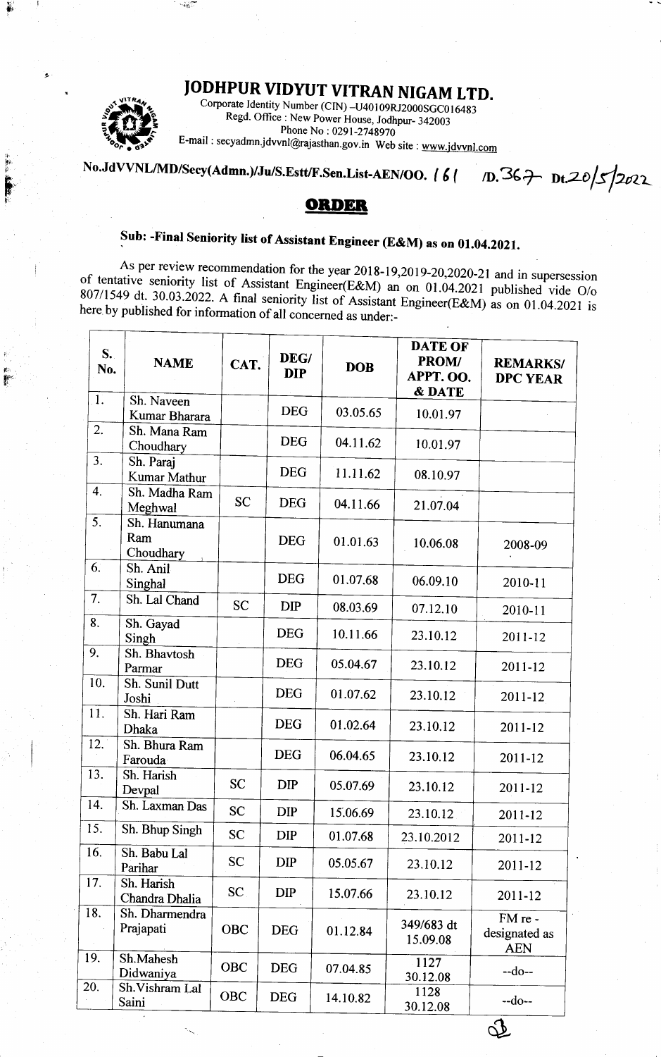# JODHPUR VIDYUT VITRAN NIGAM LTD.

Corporate Identity Number (CIN) –U40109RJ2000SGC016483
Regd. Office : New Power House, Jodhpur- 342003
Phone No : 0291-2748970
E-mail : secyadmn.jdvvnl@rajasthan.gov.in Web site : www.jdvvnl.com

No.JdVVNL/MD/Secy(Admn.)/Ju/S.Estt/F.Sen.List-AEN/OO. 161 /D.367 Dt.20/5/2022

## ORDER

### Sub: -Final Seniority list of Assistant Engineer (E&M) as on 01.04.2021.

As per review recommendation for the year 2018-19,2019-20,2020-21 and in supersession of tentative seniority list of Assistant Engineer(E&M) an on 01.04.2021 published vide O/o 807/1549 dt. 30.03.2022. A final seniority list of Assistant Engineer(E&M) as on 01.04.2021 is here by published for information of all concerned as under:-

| S. No. | NAME | CAT. | DEG/ DIP | DOB | DATE OF PROM/ APPT. OO. & DATE | REMARKS/ DPC YEAR |
|---|---|---|---|---|---|---|
| 1. | Sh. Naveen Kumar Bharara | | DEG | 03.05.65 | 10.01.97 | |
| 2. | Sh. Mana Ram Choudhary | | DEG | 04.11.62 | 10.01.97 | |
| 3. | Sh. Paraj Kumar Mathur | | DEG | 11.11.62 | 08.10.97 | |
| 4. | Sh. Madha Ram Meghwal | SC | DEG | 04.11.66 | 21.07.04 | |
| 5. | Sh. Hanumana Ram Choudhary | | DEG | 01.01.63 | 10.06.08 | 2008-09 |
| 6. | Sh. Anil Singhal | | DEG | 01.07.68 | 06.09.10 | 2010-11 |
| 7. | Sh. Lal Chand | SC | DIP | 08.03.69 | 07.12.10 | 2010-11 |
| 8. | Sh. Gayad Singh | | DEG | 10.11.66 | 23.10.12 | 2011-12 |
| 9. | Sh. Bhavtosh Parmar | | DEG | 05.04.67 | 23.10.12 | 2011-12 |
| 10. | Sh. Sunil Dutt Joshi | | DEG | 01.07.62 | 23.10.12 | 2011-12 |
| 11. | Sh. Hari Ram Dhaka | | DEG | 01.02.64 | 23.10.12 | 2011-12 |
| 12. | Sh. Bhura Ram Farouda | | DEG | 06.04.65 | 23.10.12 | 2011-12 |
| 13. | Sh. Harish Devpal | SC | DIP | 05.07.69 | 23.10.12 | 2011-12 |
| 14. | Sh. Laxman Das | SC | DIP | 15.06.69 | 23.10.12 | 2011-12 |
| 15. | Sh. Bhup Singh | SC | DIP | 01.07.68 | 23.10.2012 | 2011-12 |
| 16. | Sh. Babu Lal Parihar | SC | DIP | 05.05.67 | 23.10.12 | 2011-12 |
| 17. | Sh. Harish Chandra Dhalia | SC | DIP | 15.07.66 | 23.10.12 | 2011-12 |
| 18. | Sh. Dharmendra Prajapati | OBC | DEG | 01.12.84 | 349/683 dt 15.09.08 | FM re - designated as AEN |
| 19. | Sh.Mahesh Didwaniya | OBC | DEG | 07.04.85 | 1127 30.12.08 | --do-- |
| 20. | Sh.Vishram Lal Saini | OBC | DEG | 14.10.82 | 1128 30.12.08 | --do-- |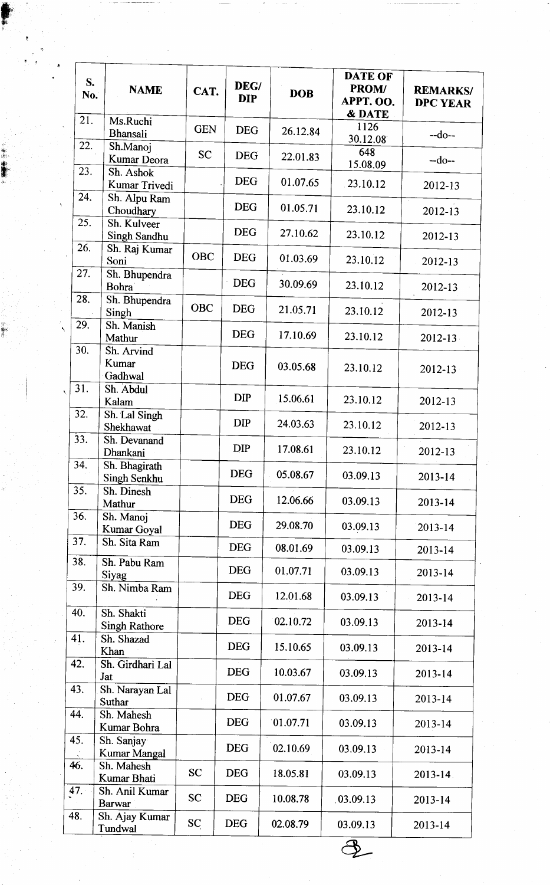| S. No. | NAME | CAT. | DEG/ DIP | DOB | DATE OF PROM/ APPT. OO. & DATE | REMARKS/ DPC YEAR |
|---|---|---|---|---|---|---|
| 21. | Ms.Ruchi Bhansali | GEN | DEG | 26.12.84 | 1126 30.12.08 | --do-- |
| 22. | Sh.Manoj Kumar Deora | SC | DEG | 22.01.83 | 648 15.08.09 | --do-- |
| 23. | Sh. Ashok Kumar Trivedi | | DEG | 01.07.65 | 23.10.12 | 2012-13 |
| 24. | Sh. Alpu Ram Choudhary | | DEG | 01.05.71 | 23.10.12 | 2012-13 |
| 25. | Sh. Kulveer Singh Sandhu | | DEG | 27.10.62 | 23.10.12 | 2012-13 |
| 26. | Sh. Raj Kumar Soni | OBC | DEG | 01.03.69 | 23.10.12 | 2012-13 |
| 27. | Sh. Bhupendra Bohra | | DEG | 30.09.69 | 23.10.12 | 2012-13 |
| 28. | Sh. Bhupendra Singh | OBC | DEG | 21.05.71 | 23.10.12 | 2012-13 |
| 29. | Sh. Manish Mathur | | DEG | 17.10.69 | 23.10.12 | 2012-13 |
| 30. | Sh. Arvind Kumar Gadhwal | | DEG | 03.05.68 | 23.10.12 | 2012-13 |
| 31. | Sh. Abdul Kalam | | DIP | 15.06.61 | 23.10.12 | 2012-13 |
| 32. | Sh. Lal Singh Shekhawat | | DIP | 24.03.63 | 23.10.12 | 2012-13 |
| 33. | Sh. Devanand Dhankani | | DIP | 17.08.61 | 23.10.12 | 2012-13 |
| 34. | Sh. Bhagirath Singh Senkhu | | DEG | 05.08.67 | 03.09.13 | 2013-14 |
| 35. | Sh. Dinesh Mathur | | DEG | 12.06.66 | 03.09.13 | 2013-14 |
| 36. | Sh. Manoj Kumar Goyal | | DEG | 29.08.70 | 03.09.13 | 2013-14 |
| 37. | Sh. Sita Ram | | DEG | 08.01.69 | 03.09.13 | 2013-14 |
| 38. | Sh. Pabu Ram Siyag | | DEG | 01.07.71 | 03.09.13 | 2013-14 |
| 39. | Sh. Nimba Ram | | DEG | 12.01.68 | 03.09.13 | 2013-14 |
| 40. | Sh. Shakti Singh Rathore | | DEG | 02.10.72 | 03.09.13 | 2013-14 |
| 41. | Sh. Shazad Khan | | DEG | 15.10.65 | 03.09.13 | 2013-14 |
| 42. | Sh. Girdhari Lal Jat | | DEG | 10.03.67 | 03.09.13 | 2013-14 |
| 43. | Sh. Narayan Lal Suthar | | DEG | 01.07.67 | 03.09.13 | 2013-14 |
| 44. | Sh. Mahesh Kumar Bohra | | DEG | 01.07.71 | 03.09.13 | 2013-14 |
| 45. | Sh. Sanjay Kumar Mangal | | DEG | 02.10.69 | 03.09.13 | 2013-14 |
| 46. | Sh. Mahesh Kumar Bhati | SC | DEG | 18.05.81 | 03.09.13 | 2013-14 |
| 47. | Sh. Anil Kumar Barwar | SC | DEG | 10.08.78 | 03.09.13 | 2013-14 |
| 48. | Sh. Ajay Kumar Tundwal | SC | DEG | 02.08.79 | 03.09.13 | 2013-14 |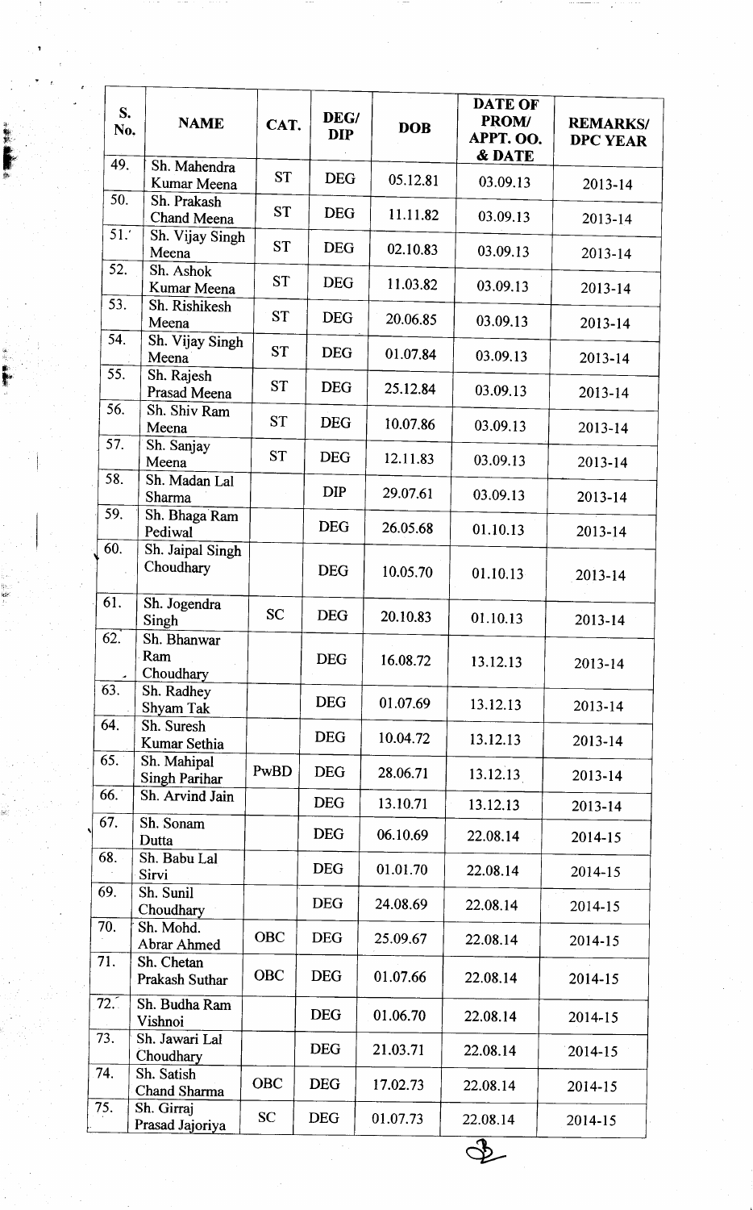| S. No. | NAME | CAT. | DEG/ DIP | DOB | DATE OF PROM/ APPT. OO. & DATE | REMARKS/ DPC YEAR |
|---|---|---|---|---|---|---|
| 49. | Sh. Mahendra Kumar Meena | ST | DEG | 05.12.81 | 03.09.13 | 2013-14 |
| 50. | Sh. Prakash Chand Meena | ST | DEG | 11.11.82 | 03.09.13 | 2013-14 |
| 51. | Sh. Vijay Singh Meena | ST | DEG | 02.10.83 | 03.09.13 | 2013-14 |
| 52. | Sh. Ashok Kumar Meena | ST | DEG | 11.03.82 | 03.09.13 | 2013-14 |
| 53. | Sh. Rishikesh Meena | ST | DEG | 20.06.85 | 03.09.13 | 2013-14 |
| 54. | Sh. Vijay Singh Meena | ST | DEG | 01.07.84 | 03.09.13 | 2013-14 |
| 55. | Sh. Rajesh Prasad Meena | ST | DEG | 25.12.84 | 03.09.13 | 2013-14 |
| 56. | Sh. Shiv Ram Meena | ST | DEG | 10.07.86 | 03.09.13 | 2013-14 |
| 57. | Sh. Sanjay Meena | ST | DEG | 12.11.83 | 03.09.13 | 2013-14 |
| 58. | Sh. Madan Lal Sharma | | DIP | 29.07.61 | 03.09.13 | 2013-14 |
| 59. | Sh. Bhaga Ram Pediwal | | DEG | 26.05.68 | 01.10.13 | 2013-14 |
| 60. | Sh. Jaipal Singh Choudhary | | DEG | 10.05.70 | 01.10.13 | 2013-14 |
| 61. | Sh. Jogendra Singh | SC | DEG | 20.10.83 | 01.10.13 | 2013-14 |
| 62. | Sh. Bhanwar Ram Choudhary | | DEG | 16.08.72 | 13.12.13 | 2013-14 |
| 63. | Sh. Radhey Shyam Tak | | DEG | 01.07.69 | 13.12.13 | 2013-14 |
| 64. | Sh. Suresh Kumar Sethia | | DEG | 10.04.72 | 13.12.13 | 2013-14 |
| 65. | Sh. Mahipal Singh Parihar | PwBD | DEG | 28.06.71 | 13.12.13 | 2013-14 |
| 66. | Sh. Arvind Jain | | DEG | 13.10.71 | 13.12.13 | 2013-14 |
| 67. | Sh. Sonam Dutta | | DEG | 06.10.69 | 22.08.14 | 2014-15 |
| 68. | Sh. Babu Lal Sirvi | | DEG | 01.01.70 | 22.08.14 | 2014-15 |
| 69. | Sh. Sunil Choudhary | | DEG | 24.08.69 | 22.08.14 | 2014-15 |
| 70. | Sh. Mohd. Abrar Ahmed | OBC | DEG | 25.09.67 | 22.08.14 | 2014-15 |
| 71. | Sh. Chetan Prakash Suthar | OBC | DEG | 01.07.66 | 22.08.14 | 2014-15 |
| 72. | Sh. Budha Ram Vishnoi | | DEG | 01.06.70 | 22.08.14 | 2014-15 |
| 73. | Sh. Jawari Lal Choudhary | | DEG | 21.03.71 | 22.08.14 | 2014-15 |
| 74. | Sh. Satish Chand Sharma | OBC | DEG | 17.02.73 | 22.08.14 | 2014-15 |
| 75. | Sh. Girraj Prasad Jajoriya | SC | DEG | 01.07.73 | 22.08.14 | 2014-15 |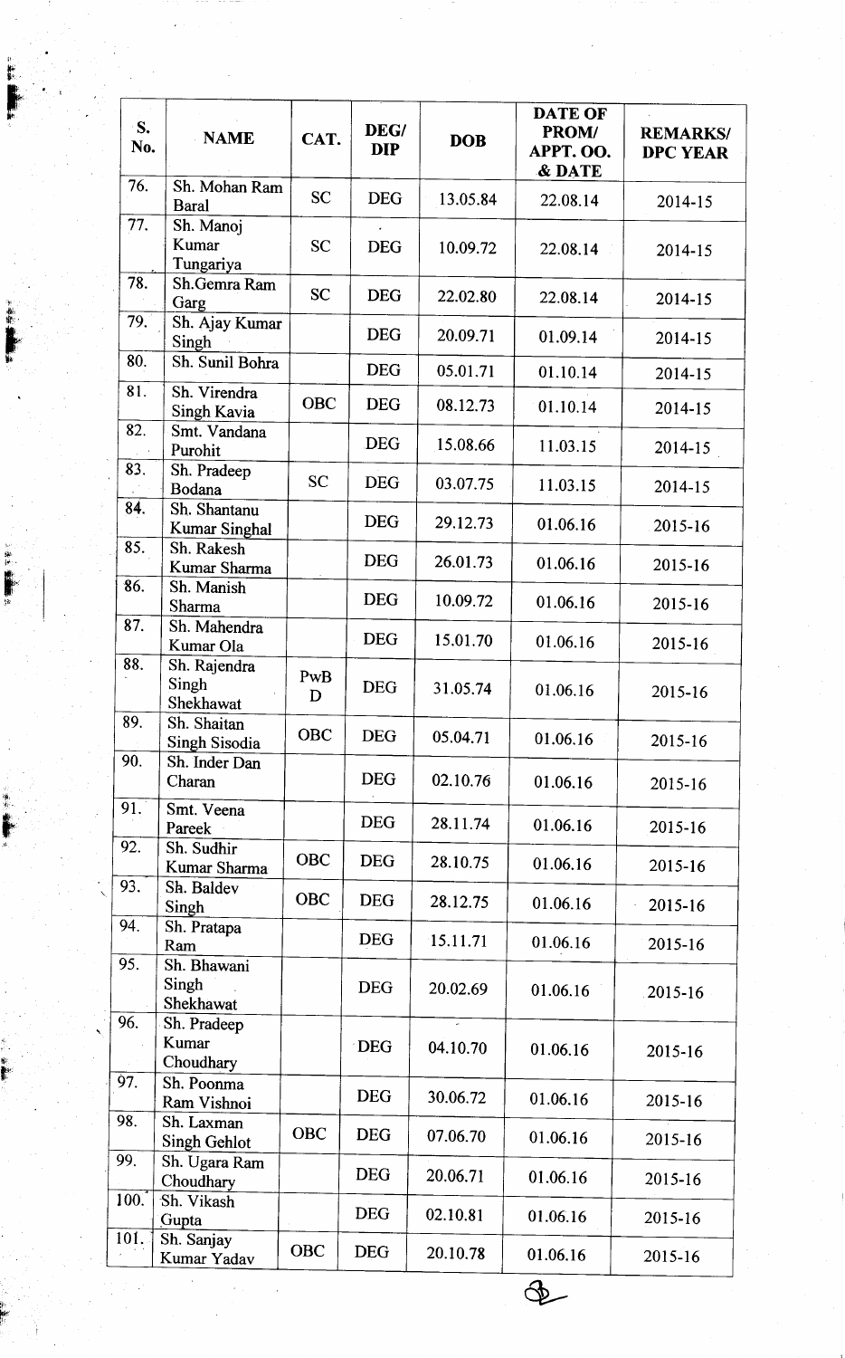| S. No. | NAME | CAT. | DEG/ DIP | DOB | DATE OF PROM/ APPT. OO. & DATE | REMARKS/ DPC YEAR |
|---|---|---|---|---|---|---|
| 76. | Sh. Mohan Ram Baral | SC | DEG | 13.05.84 | 22.08.14 | 2014-15 |
| 77. | Sh. Manoj Kumar Tungariya | SC | DEG | 10.09.72 | 22.08.14 | 2014-15 |
| 78. | Sh.Gemra Ram Garg | SC | DEG | 22.02.80 | 22.08.14 | 2014-15 |
| 79. | Sh. Ajay Kumar Singh | | DEG | 20.09.71 | 01.09.14 | 2014-15 |
| 80. | Sh. Sunil Bohra | | DEG | 05.01.71 | 01.10.14 | 2014-15 |
| 81. | Sh. Virendra Singh Kavia | OBC | DEG | 08.12.73 | 01.10.14 | 2014-15 |
| 82. | Smt. Vandana Purohit | | DEG | 15.08.66 | 11.03.15 | 2014-15 |
| 83. | Sh. Pradeep Bodana | SC | DEG | 03.07.75 | 11.03.15 | 2014-15 |
| 84. | Sh. Shantanu Kumar Singhal | | DEG | 29.12.73 | 01.06.16 | 2015-16 |
| 85. | Sh. Rakesh Kumar Sharma | | DEG | 26.01.73 | 01.06.16 | 2015-16 |
| 86. | Sh. Manish Sharma | | DEG | 10.09.72 | 01.06.16 | 2015-16 |
| 87. | Sh. Mahendra Kumar Ola | | DEG | 15.01.70 | 01.06.16 | 2015-16 |
| 88. | Sh. Rajendra Singh Shekhawat | PwBD | DEG | 31.05.74 | 01.06.16 | 2015-16 |
| 89. | Sh. Shaitan Singh Sisodia | OBC | DEG | 05.04.71 | 01.06.16 | 2015-16 |
| 90. | Sh. Inder Dan Charan | | DEG | 02.10.76 | 01.06.16 | 2015-16 |
| 91. | Smt. Veena Pareek | | DEG | 28.11.74 | 01.06.16 | 2015-16 |
| 92. | Sh. Sudhir Kumar Sharma | OBC | DEG | 28.10.75 | 01.06.16 | 2015-16 |
| 93. | Sh. Baldev Singh | OBC | DEG | 28.12.75 | 01.06.16 | 2015-16 |
| 94. | Sh. Pratapa Ram | | DEG | 15.11.71 | 01.06.16 | 2015-16 |
| 95. | Sh. Bhawani Singh Shekhawat | | DEG | 20.02.69 | 01.06.16 | 2015-16 |
| 96. | Sh. Pradeep Kumar Choudhary | | DEG | 04.10.70 | 01.06.16 | 2015-16 |
| 97. | Sh. Poonma Ram Vishnoi | | DEG | 30.06.72 | 01.06.16 | 2015-16 |
| 98. | Sh. Laxman Singh Gehlot | OBC | DEG | 07.06.70 | 01.06.16 | 2015-16 |
| 99. | Sh. Ugara Ram Choudhary | | DEG | 20.06.71 | 01.06.16 | 2015-16 |
| 100. | Sh. Vikash Gupta | | DEG | 02.10.81 | 01.06.16 | 2015-16 |
| 101. | Sh. Sanjay Kumar Yadav | OBC | DEG | 20.10.78 | 01.06.16 | 2015-16 |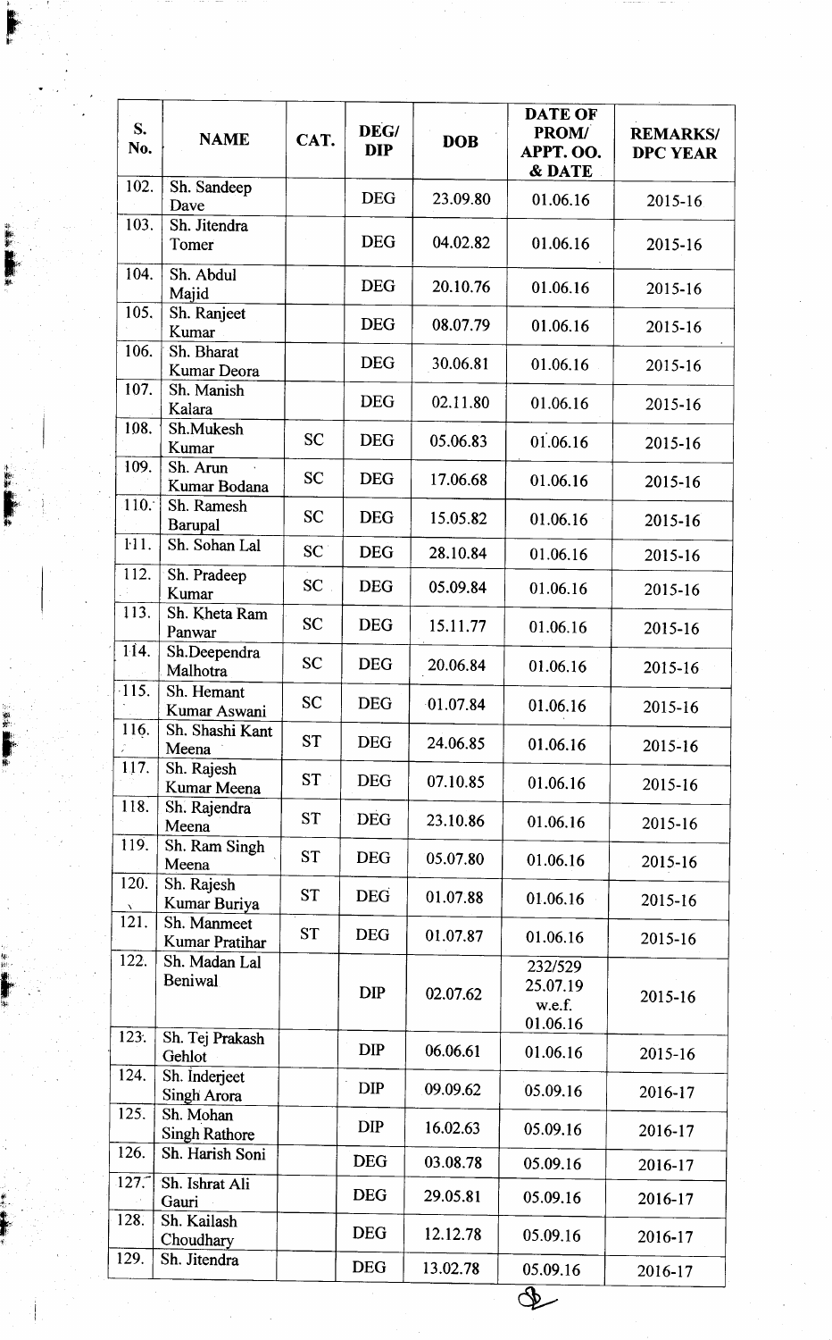| S. No. | NAME | CAT. | DEG/ DIP | DOB | DATE OF PROM/ APPT. OO. & DATE | REMARKS/ DPC YEAR |
|---|---|---|---|---|---|---|
| 102. | Sh. Sandeep Dave | | DEG | 23.09.80 | 01.06.16 | 2015-16 |
| 103. | Sh. Jitendra Tomer | | DEG | 04.02.82 | 01.06.16 | 2015-16 |
| 104. | Sh. Abdul Majid | | DEG | 20.10.76 | 01.06.16 | 2015-16 |
| 105. | Sh. Ranjeet Kumar | | DEG | 08.07.79 | 01.06.16 | 2015-16 |
| 106. | Sh. Bharat Kumar Deora | | DEG | 30.06.81 | 01.06.16 | 2015-16 |
| 107. | Sh. Manish Kalara | | DEG | 02.11.80 | 01.06.16 | 2015-16 |
| 108. | Sh.Mukesh Kumar | SC | DEG | 05.06.83 | 01.06.16 | 2015-16 |
| 109. | Sh. Arun Kumar Bodana | SC | DEG | 17.06.68 | 01.06.16 | 2015-16 |
| 110. | Sh. Ramesh Barupal | SC | DEG | 15.05.82 | 01.06.16 | 2015-16 |
| 111. | Sh. Sohan Lal | SC | DEG | 28.10.84 | 01.06.16 | 2015-16 |
| 112. | Sh. Pradeep Kumar | SC | DEG | 05.09.84 | 01.06.16 | 2015-16 |
| 113. | Sh. Kheta Ram Panwar | SC | DEG | 15.11.77 | 01.06.16 | 2015-16 |
| 114. | Sh.Deependra Malhotra | SC | DEG | 20.06.84 | 01.06.16 | 2015-16 |
| 115. | Sh. Hemant Kumar Aswani | SC | DEG | 01.07.84 | 01.06.16 | 2015-16 |
| 116. | Sh. Shashi Kant Meena | ST | DEG | 24.06.85 | 01.06.16 | 2015-16 |
| 117. | Sh. Rajesh Kumar Meena | ST | DEG | 07.10.85 | 01.06.16 | 2015-16 |
| 118. | Sh. Rajendra Meena | ST | DEG | 23.10.86 | 01.06.16 | 2015-16 |
| 119. | Sh. Ram Singh Meena | ST | DEG | 05.07.80 | 01.06.16 | 2015-16 |
| 120. | Sh. Rajesh Kumar Buriya | ST | DEG | 01.07.88 | 01.06.16 | 2015-16 |
| 121. | Sh. Manmeet Kumar Pratihar | ST | DEG | 01.07.87 | 01.06.16 | 2015-16 |
| 122. | Sh. Madan Lal Beniwal | | DIP | 02.07.62 | 232/529 25.07.19 w.e.f. 01.06.16 | 2015-16 |
| 123. | Sh. Tej Prakash Gehlot | | DIP | 06.06.61 | 01.06.16 | 2015-16 |
| 124. | Sh. Inderjeet Singh Arora | | DIP | 09.09.62 | 05.09.16 | 2016-17 |
| 125. | Sh. Mohan Singh Rathore | | DIP | 16.02.63 | 05.09.16 | 2016-17 |
| 126. | Sh. Harish Soni | | DEG | 03.08.78 | 05.09.16 | 2016-17 |
| 127. | Sh. Ishrat Ali Gauri | | DEG | 29.05.81 | 05.09.16 | 2016-17 |
| 128. | Sh. Kailash Choudhary | | DEG | 12.12.78 | 05.09.16 | 2016-17 |
| 129. | Sh. Jitendra | | DEG | 13.02.78 | 05.09.16 | 2016-17 |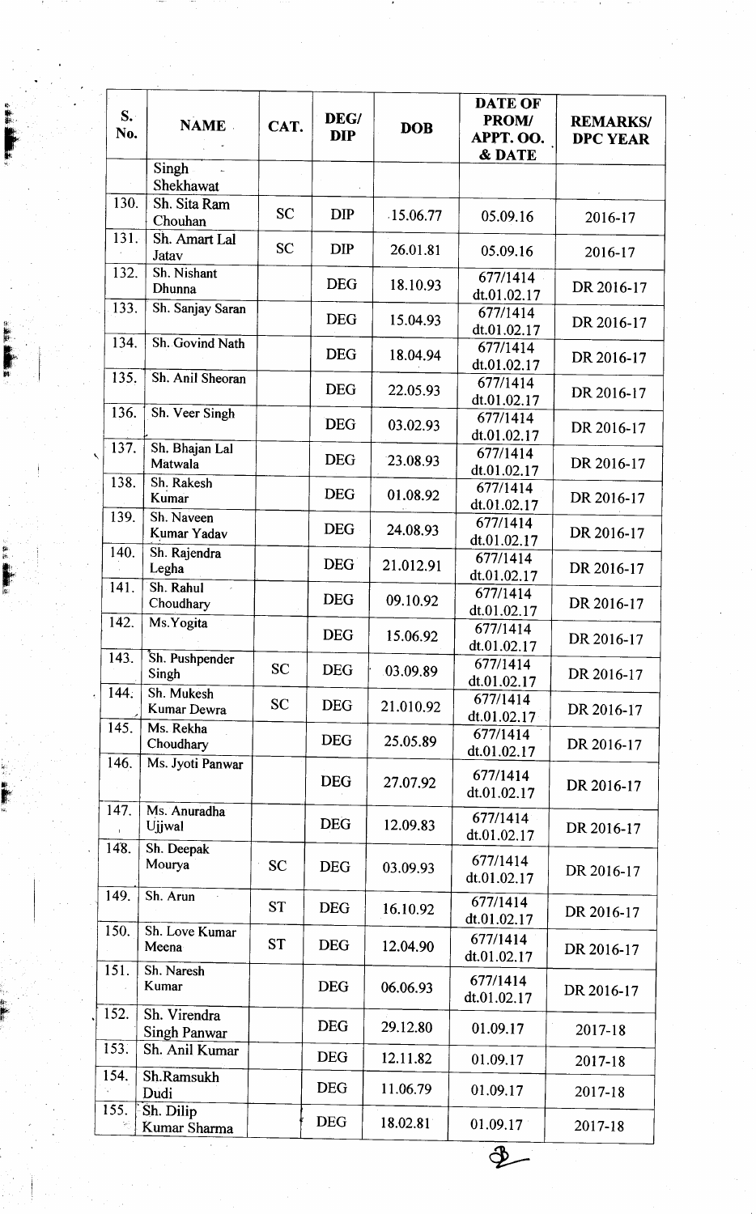| S. No. | NAME | CAT. | DEG/ DIP | DOB | DATE OF PROM/ APPT. OO. & DATE | REMARKS/ DPC YEAR |
|---|---|---|---|---|---|---|
| | Singh Shekhawat | | | | | |
| 130. | Sh. Sita Ram Chouhan | SC | DIP | 15.06.77 | 05.09.16 | 2016-17 |
| 131. | Sh. Amart Lal Jatav | SC | DIP | 26.01.81 | 05.09.16 | 2016-17 |
| 132. | Sh. Nishant Dhunna | | DEG | 18.10.93 | 677/1414 dt.01.02.17 | DR 2016-17 |
| 133. | Sh. Sanjay Saran | | DEG | 15.04.93 | 677/1414 dt.01.02.17 | DR 2016-17 |
| 134. | Sh. Govind Nath | | DEG | 18.04.94 | 677/1414 dt.01.02.17 | DR 2016-17 |
| 135. | Sh. Anil Sheoran | | DEG | 22.05.93 | 677/1414 dt.01.02.17 | DR 2016-17 |
| 136. | Sh. Veer Singh | | DEG | 03.02.93 | 677/1414 dt.01.02.17 | DR 2016-17 |
| 137. | Sh. Bhajan Lal Matwala | | DEG | 23.08.93 | 677/1414 dt.01.02.17 | DR 2016-17 |
| 138. | Sh. Rakesh Kumar | | DEG | 01.08.92 | 677/1414 dt.01.02.17 | DR 2016-17 |
| 139. | Sh. Naveen Kumar Yadav | | DEG | 24.08.93 | 677/1414 dt.01.02.17 | DR 2016-17 |
| 140. | Sh. Rajendra Legha | | DEG | 21.012.91 | 677/1414 dt.01.02.17 | DR 2016-17 |
| 141. | Sh. Rahul Choudhary | | DEG | 09.10.92 | 677/1414 dt.01.02.17 | DR 2016-17 |
| 142. | Ms.Yogita | | DEG | 15.06.92 | 677/1414 dt.01.02.17 | DR 2016-17 |
| 143. | Sh. Pushpender Singh | SC | DEG | 03.09.89 | 677/1414 dt.01.02.17 | DR 2016-17 |
| 144. | Sh. Mukesh Kumar Dewra | SC | DEG | 21.010.92 | 677/1414 dt.01.02.17 | DR 2016-17 |
| 145. | Ms. Rekha Choudhary | | DEG | 25.05.89 | 677/1414 dt.01.02.17 | DR 2016-17 |
| 146. | Ms. Jyoti Panwar | | DEG | 27.07.92 | 677/1414 dt.01.02.17 | DR 2016-17 |
| 147. | Ms. Anuradha Ujjwal | | DEG | 12.09.83 | 677/1414 dt.01.02.17 | DR 2016-17 |
| 148. | Sh. Deepak Mourya | SC | DEG | 03.09.93 | 677/1414 dt.01.02.17 | DR 2016-17 |
| 149. | Sh. Arun | ST | DEG | 16.10.92 | 677/1414 dt.01.02.17 | DR 2016-17 |
| 150. | Sh. Love Kumar Meena | ST | DEG | 12.04.90 | 677/1414 dt.01.02.17 | DR 2016-17 |
| 151. | Sh. Naresh Kumar | | DEG | 06.06.93 | 677/1414 dt.01.02.17 | DR 2016-17 |
| 152. | Sh. Virendra Singh Panwar | | DEG | 29.12.80 | 01.09.17 | 2017-18 |
| 153. | Sh. Anil Kumar | | DEG | 12.11.82 | 01.09.17 | 2017-18 |
| 154. | Sh.Ramsukh Dudi | | DEG | 11.06.79 | 01.09.17 | 2017-18 |
| 155. | Sh. Dilip Kumar Sharma | | DEG | 18.02.81 | 01.09.17 | 2017-18 |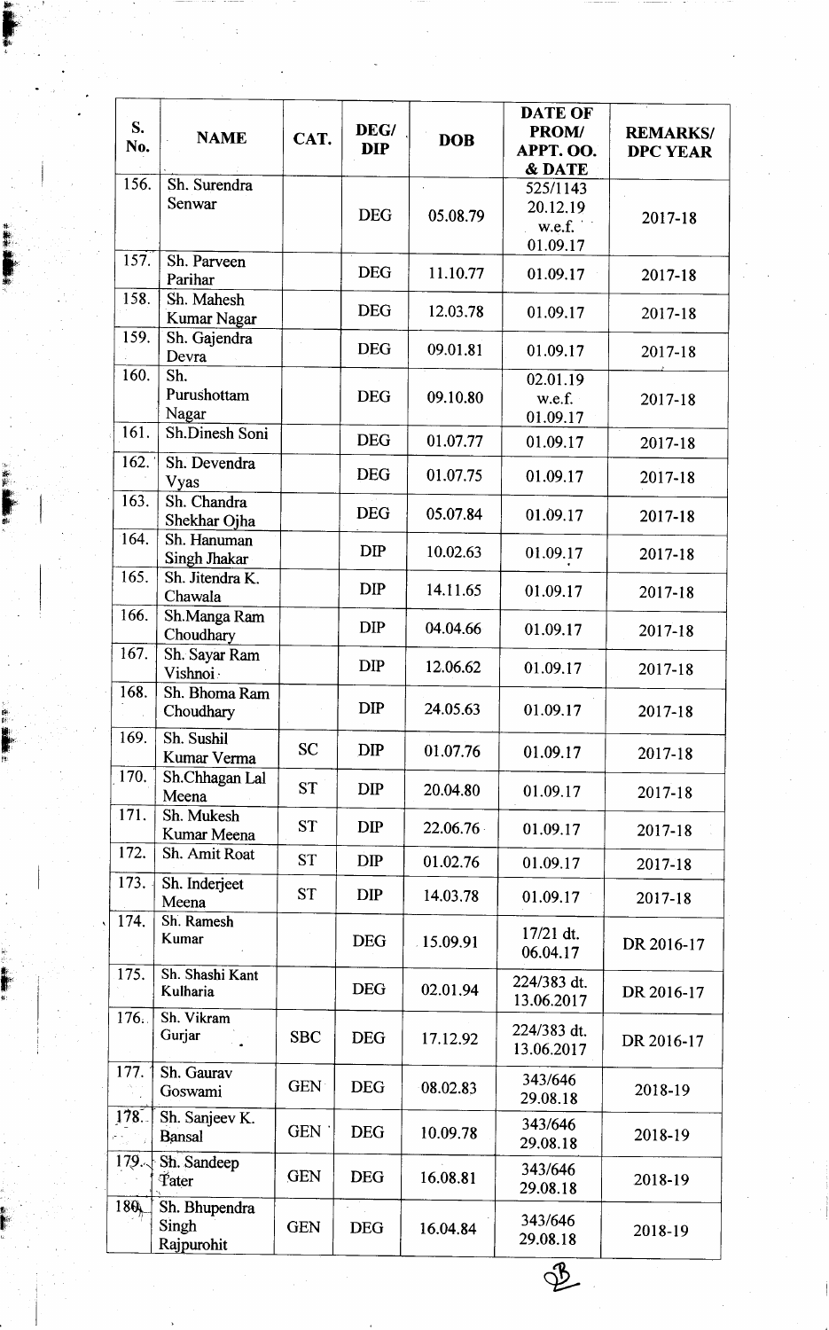| S. No. | NAME | CAT. | DEG/ DIP | DOB | DATE OF PROM/ APPT. OO. & DATE | REMARKS/ DPC YEAR |
|---|---|---|---|---|---|---|
| 156. | Sh. Surendra Senwar | | DEG | 05.08.79 | 525/1143 20.12.19 w.e.f. 01.09.17 | 2017-18 |
| 157. | Sh. Parveen Parihar | | DEG | 11.10.77 | 01.09.17 | 2017-18 |
| 158. | Sh. Mahesh Kumar Nagar | | DEG | 12.03.78 | 01.09.17 | 2017-18 |
| 159. | Sh. Gajendra Devra | | DEG | 09.01.81 | 01.09.17 | 2017-18 |
| 160. | Sh. Purushottam Nagar | | DEG | 09.10.80 | 02.01.19 w.e.f. 01.09.17 | 2017-18 |
| 161. | Sh.Dinesh Soni | | DEG | 01.07.77 | 01.09.17 | 2017-18 |
| 162. | Sh. Devendra Vyas | | DEG | 01.07.75 | 01.09.17 | 2017-18 |
| 163. | Sh. Chandra Shekhar Ojha | | DEG | 05.07.84 | 01.09.17 | 2017-18 |
| 164. | Sh. Hanuman Singh Jhakar | | DIP | 10.02.63 | 01.09.17 | 2017-18 |
| 165. | Sh. Jitendra K. Chawala | | DIP | 14.11.65 | 01.09.17 | 2017-18 |
| 166. | Sh.Manga Ram Choudhary | | DIP | 04.04.66 | 01.09.17 | 2017-18 |
| 167. | Sh. Sayar Ram Vishnoi | | DIP | 12.06.62 | 01.09.17 | 2017-18 |
| 168. | Sh. Bhoma Ram Choudhary | | DIP | 24.05.63 | 01.09.17 | 2017-18 |
| 169. | Sh. Sushil Kumar Verma | SC | DIP | 01.07.76 | 01.09.17 | 2017-18 |
| 170. | Sh.Chhagan Lal Meena | ST | DIP | 20.04.80 | 01.09.17 | 2017-18 |
| 171. | Sh. Mukesh Kumar Meena | ST | DIP | 22.06.76 | 01.09.17 | 2017-18 |
| 172. | Sh. Amit Roat | ST | DIP | 01.02.76 | 01.09.17 | 2017-18 |
| 173. | Sh. Inderjeet Meena | ST | DIP | 14.03.78 | 01.09.17 | 2017-18 |
| 174. | Sh. Ramesh Kumar | | DEG | 15.09.91 | 17/21 dt. 06.04.17 | DR 2016-17 |
| 175. | Sh. Shashi Kant Kulharia | | DEG | 02.01.94 | 224/383 dt. 13.06.2017 | DR 2016-17 |
| 176. | Sh. Vikram Gurjar | SBC | DEG | 17.12.92 | 224/383 dt. 13.06.2017 | DR 2016-17 |
| 177. | Sh. Gaurav Goswami | GEN | DEG | 08.02.83 | 343/646 29.08.18 | 2018-19 |
| 178. | Sh. Sanjeev K. Bansal | GEN | DEG | 10.09.78 | 343/646 29.08.18 | 2018-19 |
| 179. | Sh. Sandeep Tater | GEN | DEG | 16.08.81 | 343/646 29.08.18 | 2018-19 |
| 180. | Sh. Bhupendra Singh Rajpurohit | GEN | DEG | 16.04.84 | 343/646 29.08.18 | 2018-19 |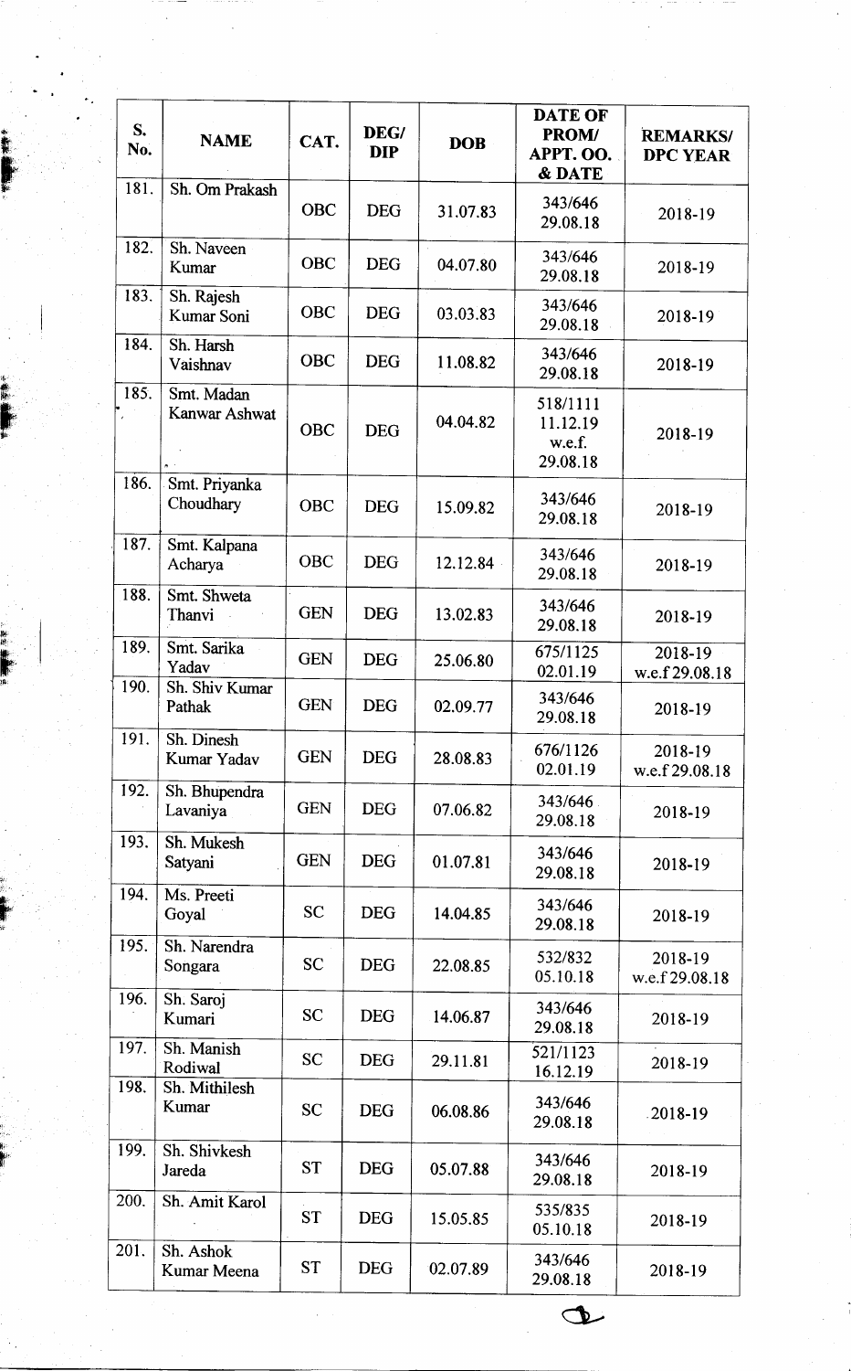| S. No. | NAME | CAT. | DEG/ DIP | DOB | DATE OF PROM/ APPT. OO. & DATE | REMARKS/ DPC YEAR |
|---|---|---|---|---|---|---|
| 181. | Sh. Om Prakash | OBC | DEG | 31.07.83 | 343/646 29.08.18 | 2018-19 |
| 182. | Sh. Naveen Kumar | OBC | DEG | 04.07.80 | 343/646 29.08.18 | 2018-19 |
| 183. | Sh. Rajesh Kumar Soni | OBC | DEG | 03.03.83 | 343/646 29.08.18 | 2018-19 |
| 184. | Sh. Harsh Vaishnav | OBC | DEG | 11.08.82 | 343/646 29.08.18 | 2018-19 |
| 185. | Smt. Madan Kanwar Ashwat | OBC | DEG | 04.04.82 | 518/1111 11.12.19 w.e.f. 29.08.18 | 2018-19 |
| 186. | Smt. Priyanka Choudhary | OBC | DEG | 15.09.82 | 343/646 29.08.18 | 2018-19 |
| 187. | Smt. Kalpana Acharya | OBC | DEG | 12.12.84 | 343/646 29.08.18 | 2018-19 |
| 188. | Smt. Shweta Thanvi | GEN | DEG | 13.02.83 | 343/646 29.08.18 | 2018-19 |
| 189. | Smt. Sarika Yadav | GEN | DEG | 25.06.80 | 675/1125 02.01.19 | 2018-19 w.e.f 29.08.18 |
| 190. | Sh. Shiv Kumar Pathak | GEN | DEG | 02.09.77 | 343/646 29.08.18 | 2018-19 |
| 191. | Sh. Dinesh Kumar Yadav | GEN | DEG | 28.08.83 | 676/1126 02.01.19 | 2018-19 w.e.f 29.08.18 |
| 192. | Sh. Bhupendra Lavaniya | GEN | DEG | 07.06.82 | 343/646 29.08.18 | 2018-19 |
| 193. | Sh. Mukesh Satyani | GEN | DEG | 01.07.81 | 343/646 29.08.18 | 2018-19 |
| 194. | Ms. Preeti Goyal | SC | DEG | 14.04.85 | 343/646 29.08.18 | 2018-19 |
| 195. | Sh. Narendra Songara | SC | DEG | 22.08.85 | 532/832 05.10.18 | 2018-19 w.e.f 29.08.18 |
| 196. | Sh. Saroj Kumari | SC | DEG | 14.06.87 | 343/646 29.08.18 | 2018-19 |
| 197. | Sh. Manish Rodiwal | SC | DEG | 29.11.81 | 521/1123 16.12.19 | 2018-19 |
| 198. | Sh. Mithilesh Kumar | SC | DEG | 06.08.86 | 343/646 29.08.18 | 2018-19 |
| 199. | Sh. Shivkesh Jareda | ST | DEG | 05.07.88 | 343/646 29.08.18 | 2018-19 |
| 200. | Sh. Amit Karol | ST | DEG | 15.05.85 | 535/835 05.10.18 | 2018-19 |
| 201. | Sh. Ashok Kumar Meena | ST | DEG | 02.07.89 | 343/646 29.08.18 | 2018-19 |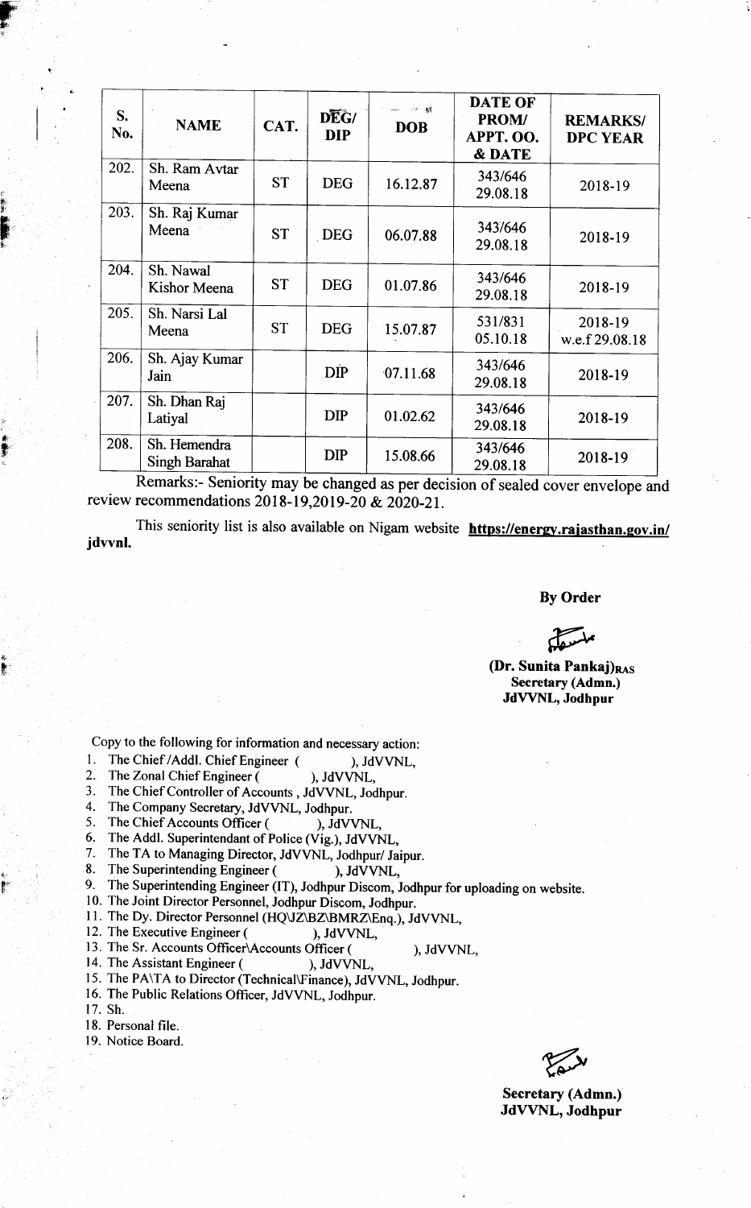| S. No. | NAME | CAT. | DEG/ DIP | DOB | DATE OF PROM/ APPT. OO. & DATE | REMARKS/ DPC YEAR |
|---|---|---|---|---|---|---|
| 202. | Sh. Ram Avtar Meena | ST | DEG | 16.12.87 | 343/646 29.08.18 | 2018-19 |
| 203. | Sh. Raj Kumar Meena | ST | DEG | 06.07.88 | 343/646 29.08.18 | 2018-19 |
| 204. | Sh. Nawal Kishor Meena | ST | DEG | 01.07.86 | 343/646 29.08.18 | 2018-19 |
| 205. | Sh. Narsi Lal Meena | ST | DEG | 15.07.87 | 531/831 05.10.18 | 2018-19 w.e.f 29.08.18 |
| 206. | Sh. Ajay Kumar Jain | | DIP | 07.11.68 | 343/646 29.08.18 | 2018-19 |
| 207. | Sh. Dhan Raj Latiyal | | DIP | 01.02.62 | 343/646 29.08.18 | 2018-19 |
| 208. | Sh. Hemendra Singh Barahat | | DIP | 15.08.66 | 343/646 29.08.18 | 2018-19 |

Remarks:- Seniority may be changed as per decision of sealed cover envelope and review recommendations 2018-19,2019-20 & 2020-21.

This seniority list is also available on Nigam website **https://energy.rajasthan.gov.in/jdvvnl.**

**By Order**

**(Dr. Sunita Pankaj)RAS**
**Secretary (Admn.)**
**JdVVNL, Jodhpur**

Copy to the following for information and necessary action:

1. The Chief /Addl. Chief Engineer ( ), JdVVNL,
2. The Zonal Chief Engineer ( ), JdVVNL,
3. The Chief Controller of Accounts , JdVVNL, Jodhpur.
4. The Company Secretary, JdVVNL, Jodhpur.
5. The Chief Accounts Officer ( ), JdVVNL,
6. The Addl. Superintendant of Police (Vig.), JdVVNL,
7. The TA to Managing Director, JdVVNL, Jodhpur/ Jaipur.
8. The Superintending Engineer ( ), JdVVNL,
9. The Superintending Engineer (IT), Jodhpur Discom, Jodhpur for uploading on website.
10. The Joint Director Personnel, Jodhpur Discom, Jodhpur.
11. The Dy. Director Personnel (HQ\JZ\BZ\BMRZ\Enq.), JdVVNL,
12. The Executive Engineer ( ), JdVVNL,
13. The Sr. Accounts Officer\Accounts Officer ( ), JdVVNL,
14. The Assistant Engineer ( ), JdVVNL,
15. The PA\TA to Director (Technical\Finance), JdVVNL, Jodhpur.
16. The Public Relations Officer, JdVVNL, Jodhpur.
17. Sh.
18. Personal file.
19. Notice Board.

**Secretary (Admn.)**
**JdVVNL, Jodhpur**